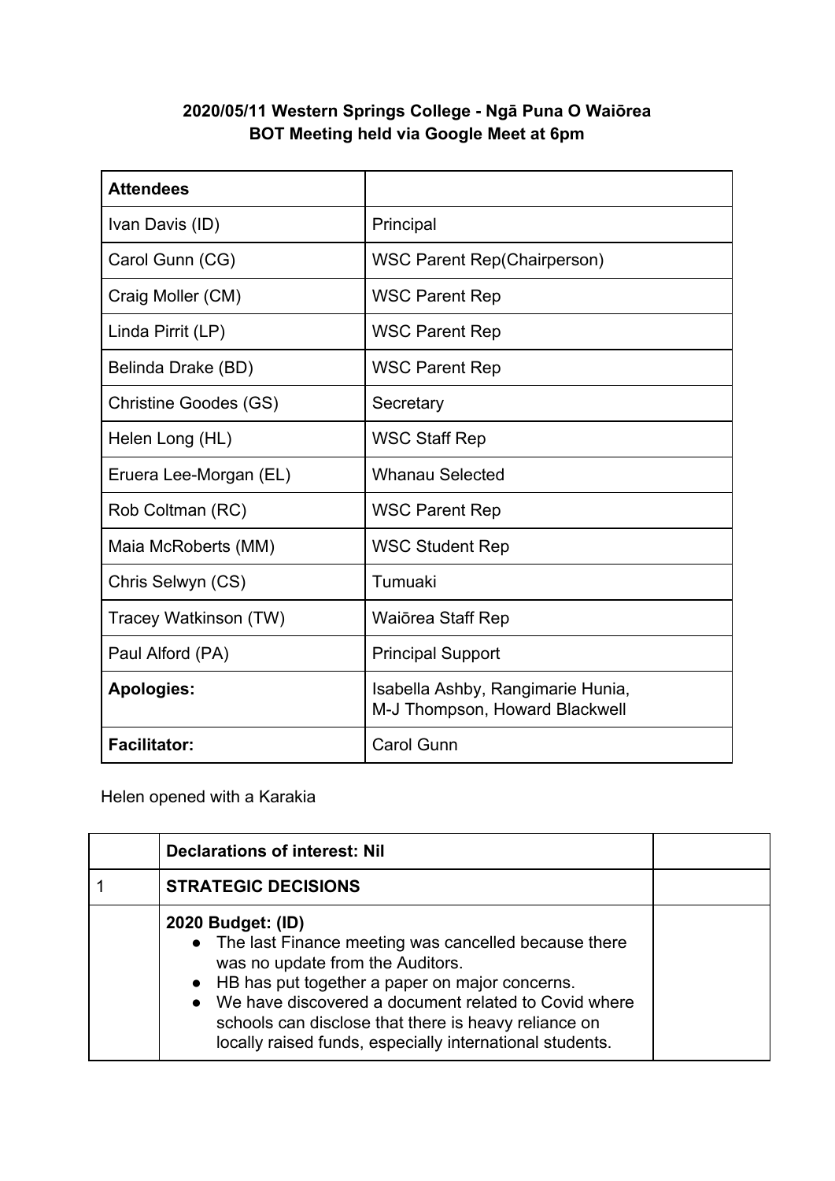**2020/05/11 Western Springs College - Ngā Puna O Waiōrea**
**BOT Meeting held via Google Meet at 6pm**

| **Attendees** | |
|---|---|
| Ivan Davis (ID) | Principal |
| Carol Gunn (CG) | WSC Parent Rep(Chairperson) |
| Craig Moller (CM) | WSC Parent Rep |
| Linda Pirrit (LP) | WSC Parent Rep |
| Belinda Drake (BD) | WSC Parent Rep |
| Christine Goodes (GS) | Secretary |
| Helen Long (HL) | WSC Staff Rep |
| Eruera Lee-Morgan (EL) | Whanau Selected |
| Rob Coltman (RC) | WSC Parent Rep |
| Maia McRoberts (MM) | WSC Student Rep |
| Chris Selwyn (CS) | Tumuaki |
| Tracey Watkinson (TW) | Waiōrea Staff Rep |
| Paul Alford (PA) | Principal Support |
| **Apologies:** | Isabella Ashby, Rangimarie Hunia, M-J Thompson, Howard Blackwell |
| **Facilitator:** | Carol Gunn |

Helen opened with a Karakia

| | **Declarations of interest: Nil** | |
|---|---|---|
| 1 | **STRATEGIC DECISIONS** | |
| | **2020 Budget: (ID)**<br>• The last Finance meeting was cancelled because there was no update from the Auditors.<br>• HB has put together a paper on major concerns.<br>• We have discovered a document related to Covid where schools can disclose that there is heavy reliance on locally raised funds, especially international students. | |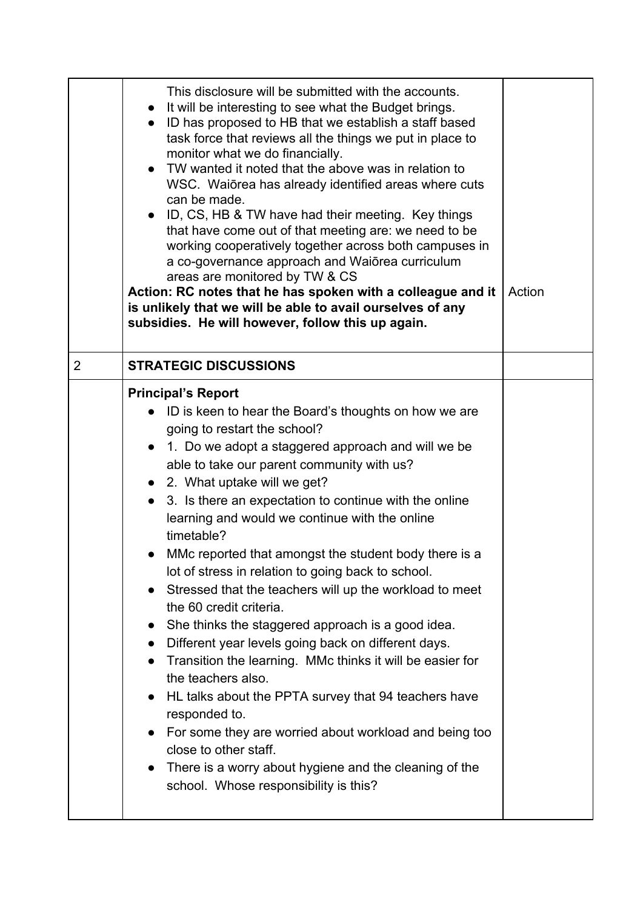| | | |
|---|---|---|
| | This disclosure will be submitted with the accounts.<br>• It will be interesting to see what the Budget brings.<br>• ID has proposed to HB that we establish a staff based task force that reviews all the things we put in place to monitor what we do financially.<br>• TW wanted it noted that the above was in relation to WSC. Waiōrea has already identified areas where cuts can be made.<br>• ID, CS, HB & TW have had their meeting. Key things that have come out of that meeting are: we need to be working cooperatively together across both campuses in a co-governance approach and Waiōrea curriculum areas are monitored by TW & CS<br>**Action: RC notes that he has spoken with a colleague and it is unlikely that we will be able to avail ourselves of any subsidies. He will however, follow this up again.** | Action |
| 2 | **STRATEGIC DISCUSSIONS** | |
| | **Principal's Report**<br>• ID is keen to hear the Board's thoughts on how we are going to restart the school?<br>• 1. Do we adopt a staggered approach and will we be able to take our parent community with us?<br>• 2. What uptake will we get?<br>• 3. Is there an expectation to continue with the online learning and would we continue with the online timetable?<br>• MMc reported that amongst the student body there is a lot of stress in relation to going back to school.<br>• Stressed that the teachers will up the workload to meet the 60 credit criteria.<br>• She thinks the staggered approach is a good idea.<br>• Different year levels going back on different days.<br>• Transition the learning. MMc thinks it will be easier for the teachers also.<br>• HL talks about the PPTA survey that 94 teachers have responded to.<br>• For some they are worried about workload and being too close to other staff.<br>• There is a worry about hygiene and the cleaning of the school. Whose responsibility is this? | |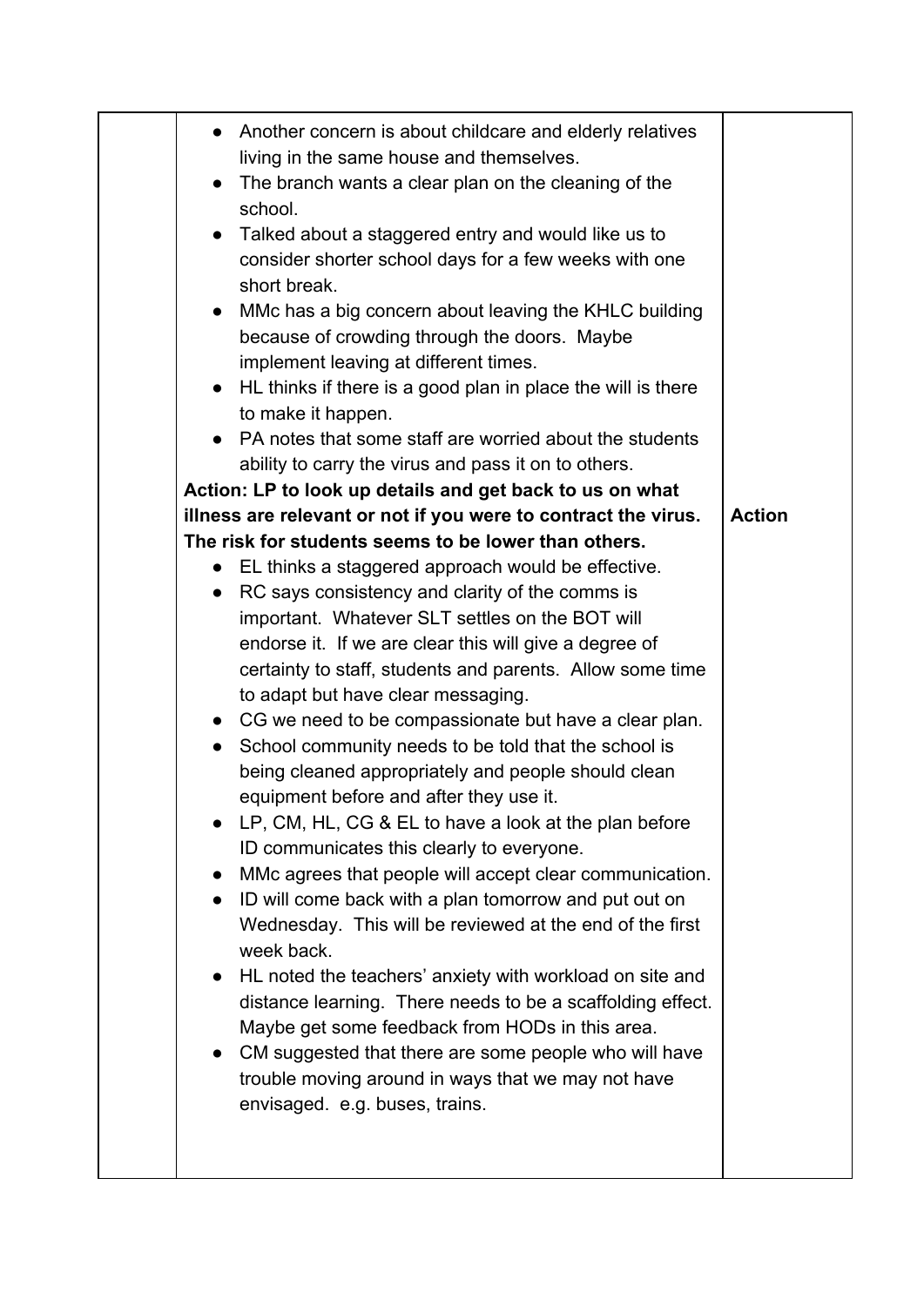| | | |
|---|---|---|
| | <ul><li>Another concern is about childcare and elderly relatives living in the same house and themselves.</li><li>The branch wants a clear plan on the cleaning of the school.</li><li>Talked about a staggered entry and would like us to consider shorter school days for a few weeks with one short break.</li><li>MMc has a big concern about leaving the KHLC building because of crowding through the doors. Maybe implement leaving at different times.</li><li>HL thinks if there is a good plan in place the will is there to make it happen.</li><li>PA notes that some staff are worried about the students ability to carry the virus and pass it on to others.</li></ul>**Action: LP to look up details and get back to us on what illness are relevant or not if you were to contract the virus. The risk for students seems to be lower than others.**<ul><li>EL thinks a staggered approach would be effective.</li><li>RC says consistency and clarity of the comms is important. Whatever SLT settles on the BOT will endorse it. If we are clear this will give a degree of certainty to staff, students and parents. Allow some time to adapt but have clear messaging.</li><li>CG we need to be compassionate but have a clear plan.</li><li>School community needs to be told that the school is being cleaned appropriately and people should clean equipment before and after they use it.</li><li>LP, CM, HL, CG & EL to have a look at the plan before ID communicates this clearly to everyone.</li><li>MMc agrees that people will accept clear communication.</li><li>ID will come back with a plan tomorrow and put out on Wednesday. This will be reviewed at the end of the first week back.</li><li>HL noted the teachers' anxiety with workload on site and distance learning. There needs to be a scaffolding effect. Maybe get some feedback from HODs in this area.</li><li>CM suggested that there are some people who will have trouble moving around in ways that we may not have envisaged. e.g. buses, trains.</li></ul> | **Action** |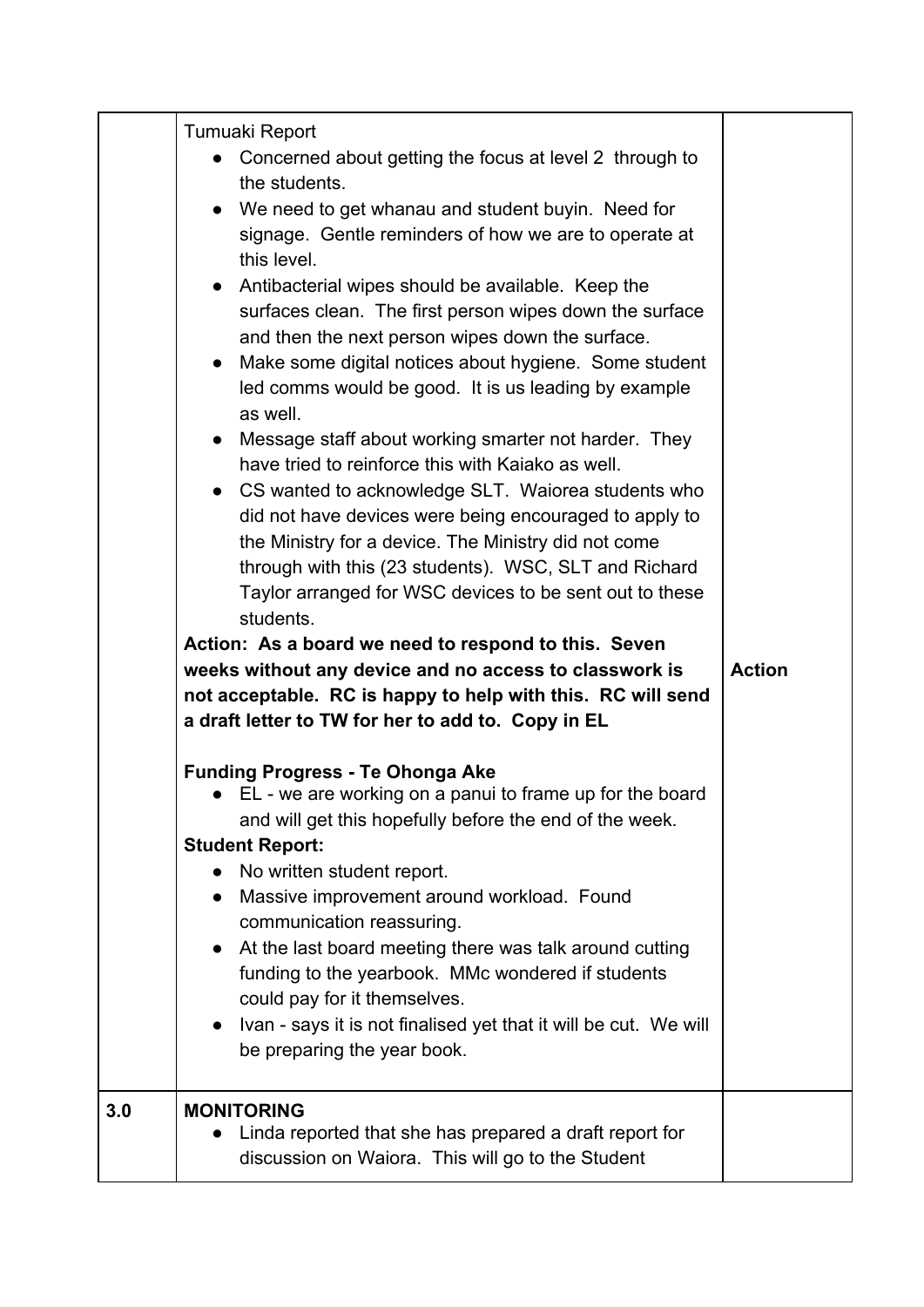| | | |
|---|---|---|
| | Tumuaki Report<br>• Concerned about getting the focus at level 2 through to the students.<br>• We need to get whanau and student buyin. Need for signage. Gentle reminders of how we are to operate at this level.<br>• Antibacterial wipes should be available. Keep the surfaces clean. The first person wipes down the surface and then the next person wipes down the surface.<br>• Make some digital notices about hygiene. Some student led comms would be good. It is us leading by example as well.<br>• Message staff about working smarter not harder. They have tried to reinforce this with Kaiako as well.<br>• CS wanted to acknowledge SLT. Waiorea students who did not have devices were being encouraged to apply to the Ministry for a device. The Ministry did not come through with this (23 students). WSC, SLT and Richard Taylor arranged for WSC devices to be sent out to these students.<br>**Action: As a board we need to respond to this. Seven weeks without any device and no access to classwork is not acceptable. RC is happy to help with this. RC will send a draft letter to TW for her to add to. Copy in EL**<br><br>**Funding Progress - Te Ohonga Ake**<br>• EL - we are working on a panui to frame up for the board and will get this hopefully before the end of the week.<br>**Student Report:**<br>• No written student report.<br>• Massive improvement around workload. Found communication reassuring.<br>• At the last board meeting there was talk around cutting funding to the yearbook. MMc wondered if students could pay for it themselves.<br>• Ivan - says it is not finalised yet that it will be cut. We will be preparing the year book. | **Action** |
| **3.0** | **MONITORING**<br>• Linda reported that she has prepared a draft report for discussion on Waiora. This will go to the Student | |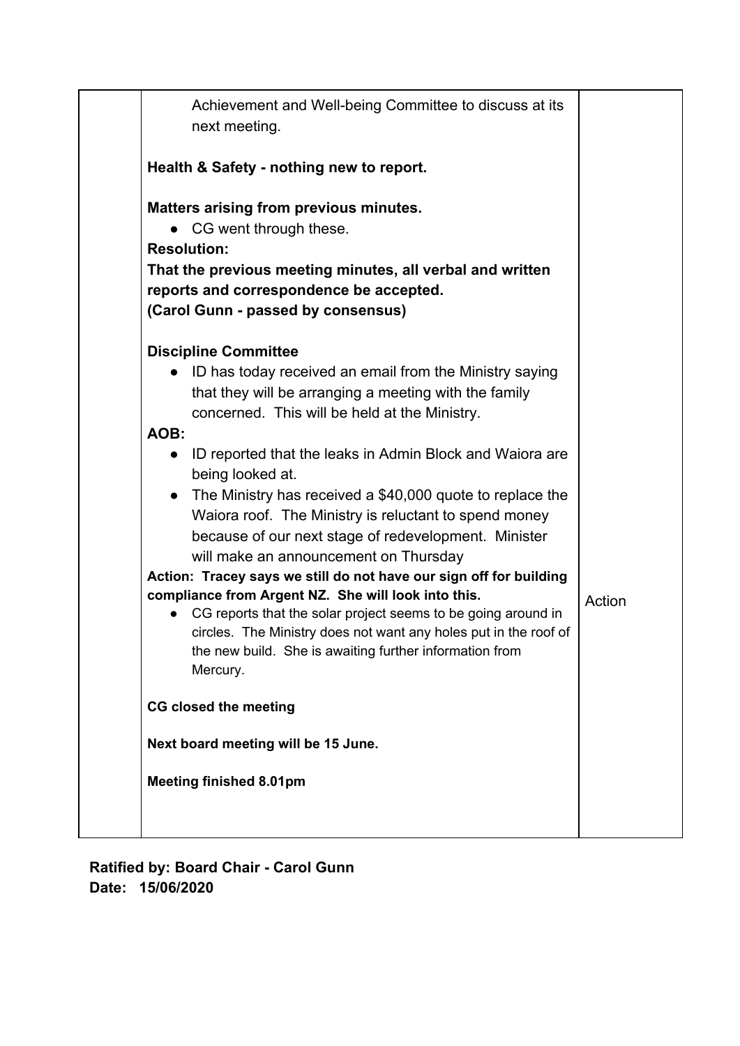| | | |
|---|---|---|
| | Achievement and Well-being Committee to discuss at its next meeting.<br><br>**Health & Safety - nothing new to report.**<br><br>**Matters arising from previous minutes.**<br>• CG went through these.<br>**Resolution:**<br>**That the previous meeting minutes, all verbal and written reports and correspondence be accepted.**<br>**(Carol Gunn - passed by consensus)**<br><br>**Discipline Committee**<br>• ID has today received an email from the Ministry saying that they will be arranging a meeting with the family concerned. This will be held at the Ministry.<br>**AOB:**<br>• ID reported that the leaks in Admin Block and Waiora are being looked at.<br>• The Ministry has received a $40,000 quote to replace the Waiora roof. The Ministry is reluctant to spend money because of our next stage of redevelopment. Minister will make an announcement on Thursday<br>**Action: Tracey says we still do not have our sign off for building compliance from Argent NZ. She will look into this.**<br>• CG reports that the solar project seems to be going around in circles. The Ministry does not want any holes put in the roof of the new build. She is awaiting further information from Mercury.<br><br>**CG closed the meeting**<br><br>**Next board meeting will be 15 June.**<br><br>**Meeting finished 8.01pm** | Action |

**Ratified by: Board Chair - Carol Gunn**
**Date: 15/06/2020**